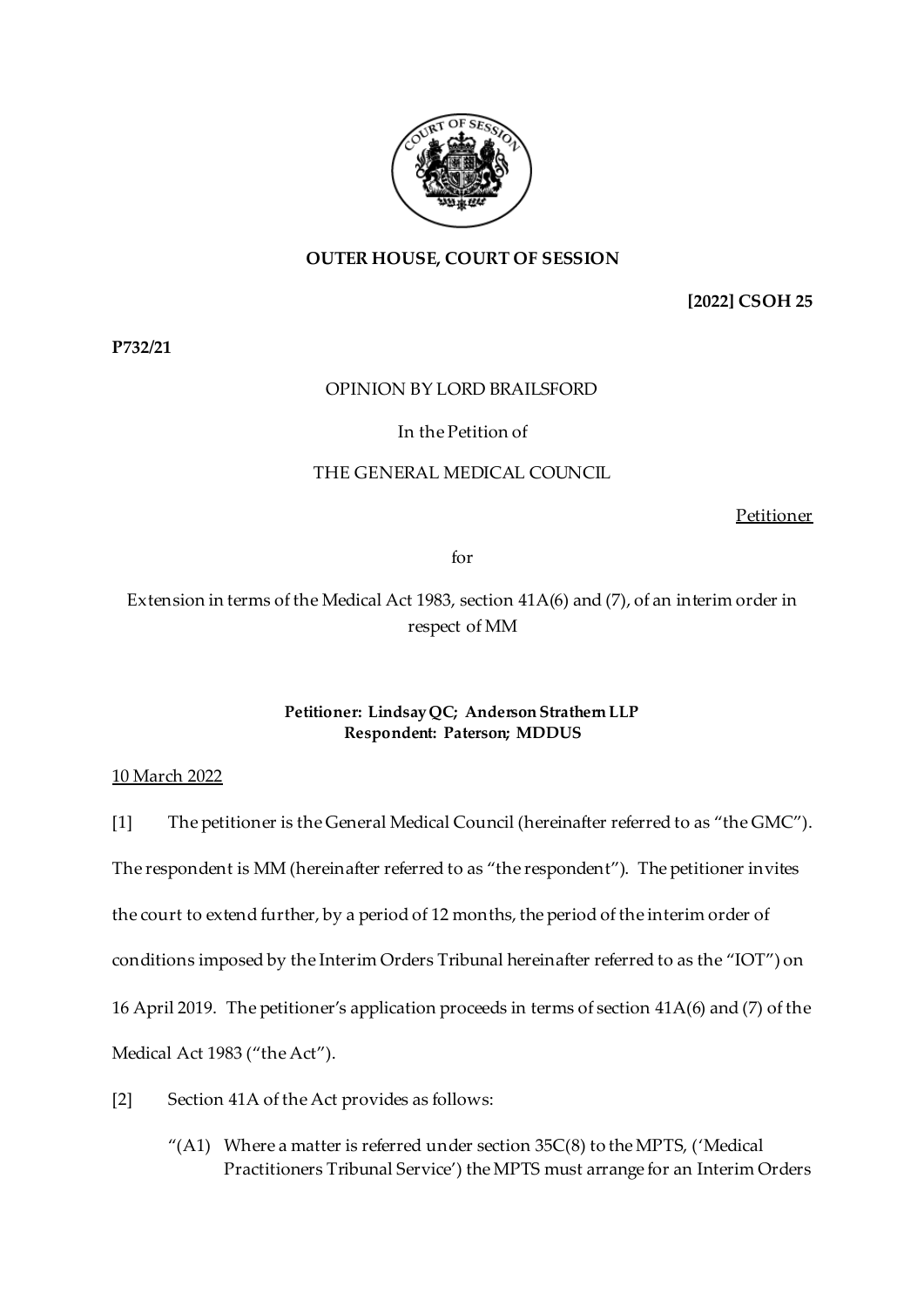**OUTER HOUSE, COURT OF SESSION**

**[2022] CSOH 25**

**P732/21**

OPINION BY LORD BRAILSFORD

In the Petition of

THE GENERAL MEDICAL COUNCIL

Petitioner

for

Extension in terms of the Medical Act 1983, section 41A(6) and (7), of an interim order in respect of MM

**Petitioner: Lindsay QC; Anderson Strathern LLP**
**Respondent: Paterson; MDDUS**

10 March 2022

[1] The petitioner is the General Medical Council (hereinafter referred to as "the GMC"). The respondent is MM (hereinafter referred to as "the respondent"). The petitioner invites the court to extend further, by a period of 12 months, the period of the interim order of conditions imposed by the Interim Orders Tribunal hereinafter referred to as the "IOT") on 16 April 2019. The petitioner's application proceeds in terms of section 41A(6) and (7) of the Medical Act 1983 ("the Act").

[2] Section 41A of the Act provides as follows:

> "(A1) Where a matter is referred under section 35C(8) to the MPTS, ('Medical Practitioners Tribunal Service') the MPTS must arrange for an Interim Orders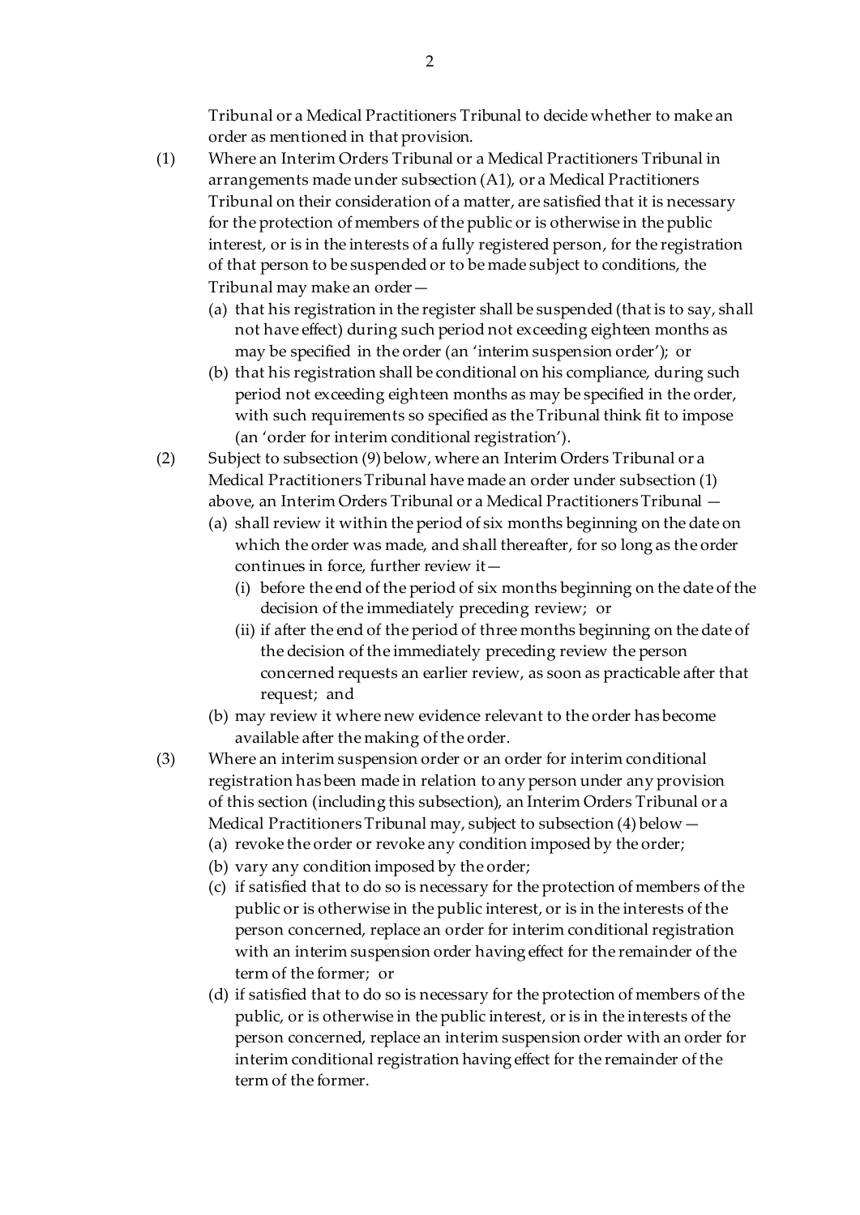Tribunal or a Medical Practitioners Tribunal to decide whether to make an order as mentioned in that provision.

(1) Where an Interim Orders Tribunal or a Medical Practitioners Tribunal in arrangements made under subsection (A1), or a Medical Practitioners Tribunal on their consideration of a matter, are satisfied that it is necessary for the protection of members of the public or is otherwise in the public interest, or is in the interests of a fully registered person, for the registration of that person to be suspended or to be made subject to conditions, the Tribunal may make an order—

- (a) that his registration in the register shall be suspended (that is to say, shall not have effect) during such period not exceeding eighteen months as may be specified in the order (an 'interim suspension order'); or
- (b) that his registration shall be conditional on his compliance, during such period not exceeding eighteen months as may be specified in the order, with such requirements so specified as the Tribunal think fit to impose (an 'order for interim conditional registration').

(2) Subject to subsection (9) below, where an Interim Orders Tribunal or a Medical Practitioners Tribunal have made an order under subsection (1) above, an Interim Orders Tribunal or a Medical Practitioners Tribunal —

- (a) shall review it within the period of six months beginning on the date on which the order was made, and shall thereafter, for so long as the order continues in force, further review it—
  - (i) before the end of the period of six months beginning on the date of the decision of the immediately preceding review; or
  - (ii) if after the end of the period of three months beginning on the date of the decision of the immediately preceding review the person concerned requests an earlier review, as soon as practicable after that request; and
- (b) may review it where new evidence relevant to the order has become available after the making of the order.

(3) Where an interim suspension order or an order for interim conditional registration has been made in relation to any person under any provision of this section (including this subsection), an Interim Orders Tribunal or a Medical Practitioners Tribunal may, subject to subsection (4) below —

- (a) revoke the order or revoke any condition imposed by the order;
- (b) vary any condition imposed by the order;
- (c) if satisfied that to do so is necessary for the protection of members of the public or is otherwise in the public interest, or is in the interests of the person concerned, replace an order for interim conditional registration with an interim suspension order having effect for the remainder of the term of the former; or
- (d) if satisfied that to do so is necessary for the protection of members of the public, or is otherwise in the public interest, or is in the interests of the person concerned, replace an interim suspension order with an order for interim conditional registration having effect for the remainder of the term of the former.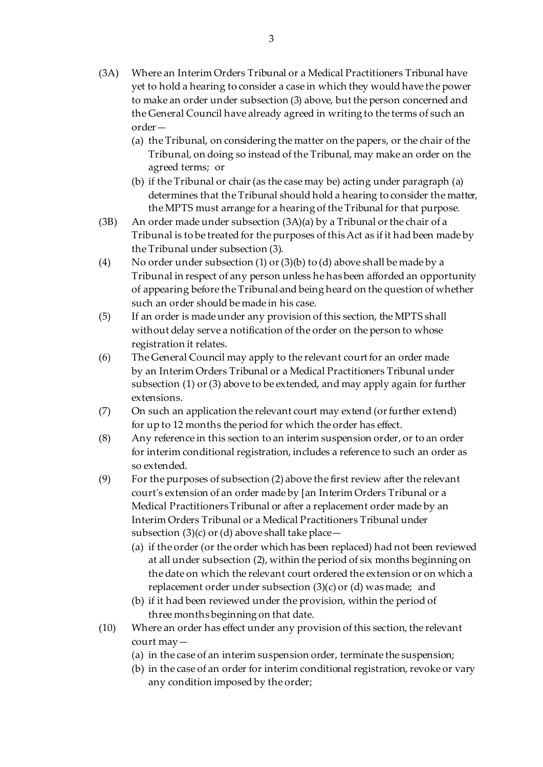(3A) Where an Interim Orders Tribunal or a Medical Practitioners Tribunal have yet to hold a hearing to consider a case in which they would have the power to make an order under subsection (3) above, but the person concerned and the General Council have already agreed in writing to the terms of such an order—

   (a) the Tribunal, on considering the matter on the papers, or the chair of the Tribunal, on doing so instead of the Tribunal, may make an order on the agreed terms; or

   (b) if the Tribunal or chair (as the case may be) acting under paragraph (a) determines that the Tribunal should hold a hearing to consider the matter, the MPTS must arrange for a hearing of the Tribunal for that purpose.

(3B) An order made under subsection (3A)(a) by a Tribunal or the chair of a Tribunal is to be treated for the purposes of this Act as if it had been made by the Tribunal under subsection (3).

(4) No order under subsection (1) or (3)(b) to (d) above shall be made by a Tribunal in respect of any person unless he has been afforded an opportunity of appearing before the Tribunal and being heard on the question of whether such an order should be made in his case.

(5) If an order is made under any provision of this section, the MPTS shall without delay serve a notification of the order on the person to whose registration it relates.

(6) The General Council may apply to the relevant court for an order made by an Interim Orders Tribunal or a Medical Practitioners Tribunal under subsection (1) or (3) above to be extended, and may apply again for further extensions.

(7) On such an application the relevant court may extend (or further extend) for up to 12 months the period for which the order has effect.

(8) Any reference in this section to an interim suspension order, or to an order for interim conditional registration, includes a reference to such an order as so extended.

(9) For the purposes of subsection (2) above the first review after the relevant court's extension of an order made by [an Interim Orders Tribunal or a Medical Practitioners Tribunal or after a replacement order made by an Interim Orders Tribunal or a Medical Practitioners Tribunal under subsection (3)(c) or (d) above shall take place—

   (a) if the order (or the order which has been replaced) had not been reviewed at all under subsection (2), within the period of six months beginning on the date on which the relevant court ordered the extension or on which a replacement order under subsection (3)(c) or (d) was made; and

   (b) if it had been reviewed under the provision, within the period of three months beginning on that date.

(10) Where an order has effect under any provision of this section, the relevant court may—

   (a) in the case of an interim suspension order, terminate the suspension;

   (b) in the case of an order for interim conditional registration, revoke or vary any condition imposed by the order;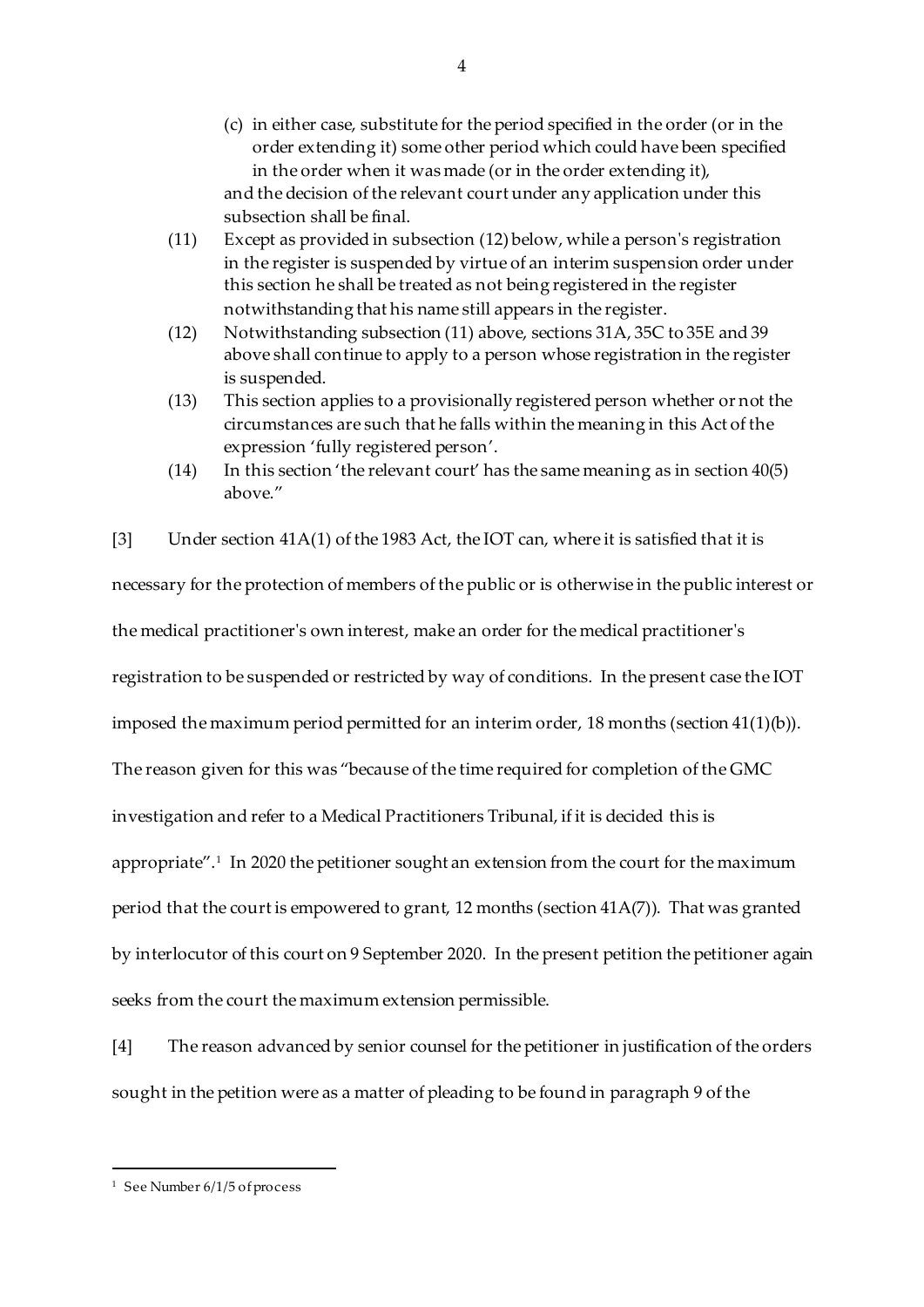(c) in either case, substitute for the period specified in the order (or in the order extending it) some other period which could have been specified in the order when it was made (or in the order extending it),

and the decision of the relevant court under any application under this subsection shall be final.

(11) Except as provided in subsection (12) below, while a person's registration in the register is suspended by virtue of an interim suspension order under this section he shall be treated as not being registered in the register notwithstanding that his name still appears in the register.

(12) Notwithstanding subsection (11) above, sections 31A, 35C to 35E and 39 above shall continue to apply to a person whose registration in the register is suspended.

(13) This section applies to a provisionally registered person whether or not the circumstances are such that he falls within the meaning in this Act of the expression 'fully registered person'.

(14) In this section 'the relevant court' has the same meaning as in section 40(5) above."

[3] Under section 41A(1) of the 1983 Act, the IOT can, where it is satisfied that it is necessary for the protection of members of the public or is otherwise in the public interest or the medical practitioner's own interest, make an order for the medical practitioner's registration to be suspended or restricted by way of conditions. In the present case the IOT imposed the maximum period permitted for an interim order, 18 months (section 41(1)(b)). The reason given for this was "because of the time required for completion of the GMC investigation and refer to a Medical Practitioners Tribunal, if it is decided this is appropriate".[1] In 2020 the petitioner sought an extension from the court for the maximum period that the court is empowered to grant, 12 months (section 41A(7)). That was granted by interlocutor of this court on 9 September 2020. In the present petition the petitioner again seeks from the court the maximum extension permissible.

[4] The reason advanced by senior counsel for the petitioner in justification of the orders sought in the petition were as a matter of pleading to be found in paragraph 9 of the

[1] See Number 6/1/5 of process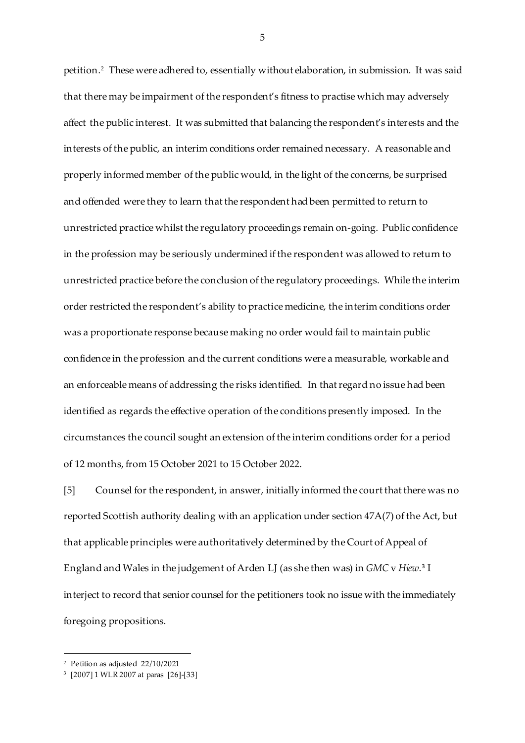petition.[2] These were adhered to, essentially without elaboration, in submission. It was said that there may be impairment of the respondent's fitness to practise which may adversely affect the public interest. It was submitted that balancing the respondent's interests and the interests of the public, an interim conditions order remained necessary. A reasonable and properly informed member of the public would, in the light of the concerns, be surprised and offended were they to learn that the respondent had been permitted to return to unrestricted practice whilst the regulatory proceedings remain on-going. Public confidence in the profession may be seriously undermined if the respondent was allowed to return to unrestricted practice before the conclusion of the regulatory proceedings. While the interim order restricted the respondent's ability to practice medicine, the interim conditions order was a proportionate response because making no order would fail to maintain public confidence in the profession and the current conditions were a measurable, workable and an enforceable means of addressing the risks identified. In that regard no issue had been identified as regards the effective operation of the conditions presently imposed. In the circumstances the council sought an extension of the interim conditions order for a period of 12 months, from 15 October 2021 to 15 October 2022.

[5] Counsel for the respondent, in answer, initially informed the court that there was no reported Scottish authority dealing with an application under section 47A(7) of the Act, but that applicable principles were authoritatively determined by the Court of Appeal of England and Wales in the judgement of Arden LJ (as she then was) in *GMC* v *Hiew*.[3] I interject to record that senior counsel for the petitioners took no issue with the immediately foregoing propositions.

---

[2] Petition as adjusted 22/10/2021

[3] [2007] 1 WLR 2007 at paras [26]-[33]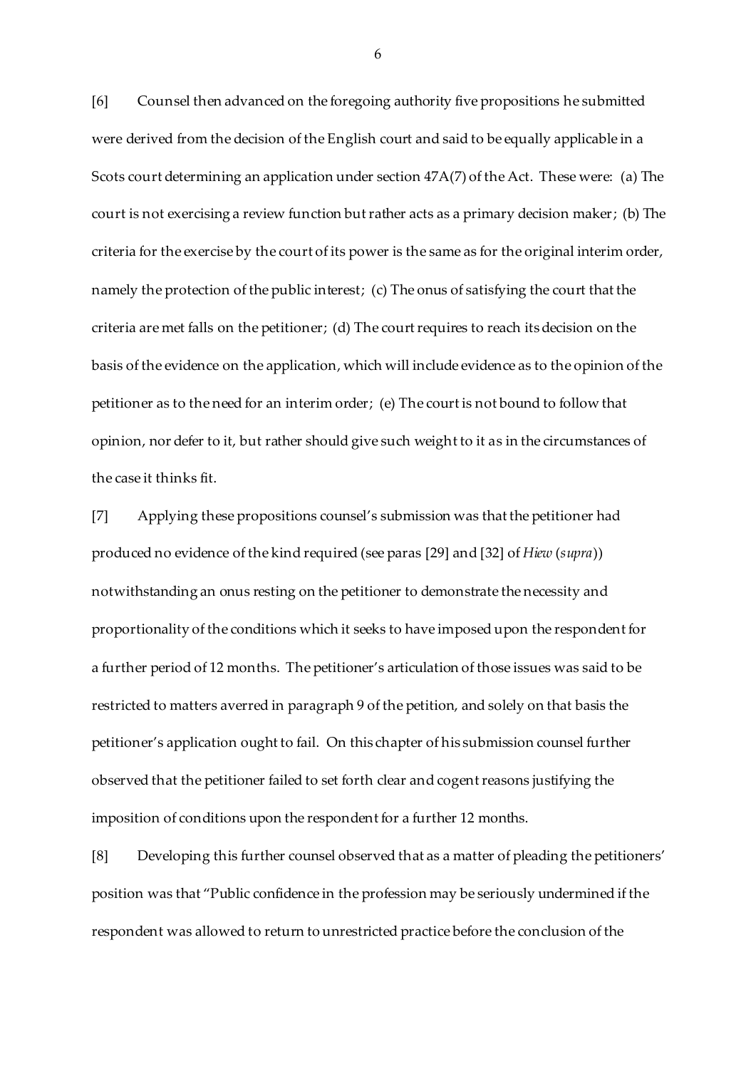[6] Counsel then advanced on the foregoing authority five propositions he submitted were derived from the decision of the English court and said to be equally applicable in a Scots court determining an application under section 47A(7) of the Act. These were: (a) The court is not exercising a review function but rather acts as a primary decision maker; (b) The criteria for the exercise by the court of its power is the same as for the original interim order, namely the protection of the public interest; (c) The onus of satisfying the court that the criteria are met falls on the petitioner; (d) The court requires to reach its decision on the basis of the evidence on the application, which will include evidence as to the opinion of the petitioner as to the need for an interim order; (e) The court is not bound to follow that opinion, nor defer to it, but rather should give such weight to it as in the circumstances of the case it thinks fit.

[7] Applying these propositions counsel's submission was that the petitioner had produced no evidence of the kind required (see paras [29] and [32] of *Hiew* (*supra*)) notwithstanding an onus resting on the petitioner to demonstrate the necessity and proportionality of the conditions which it seeks to have imposed upon the respondent for a further period of 12 months. The petitioner's articulation of those issues was said to be restricted to matters averred in paragraph 9 of the petition, and solely on that basis the petitioner's application ought to fail. On this chapter of his submission counsel further observed that the petitioner failed to set forth clear and cogent reasons justifying the imposition of conditions upon the respondent for a further 12 months.

[8] Developing this further counsel observed that as a matter of pleading the petitioners' position was that "Public confidence in the profession may be seriously undermined if the respondent was allowed to return to unrestricted practice before the conclusion of the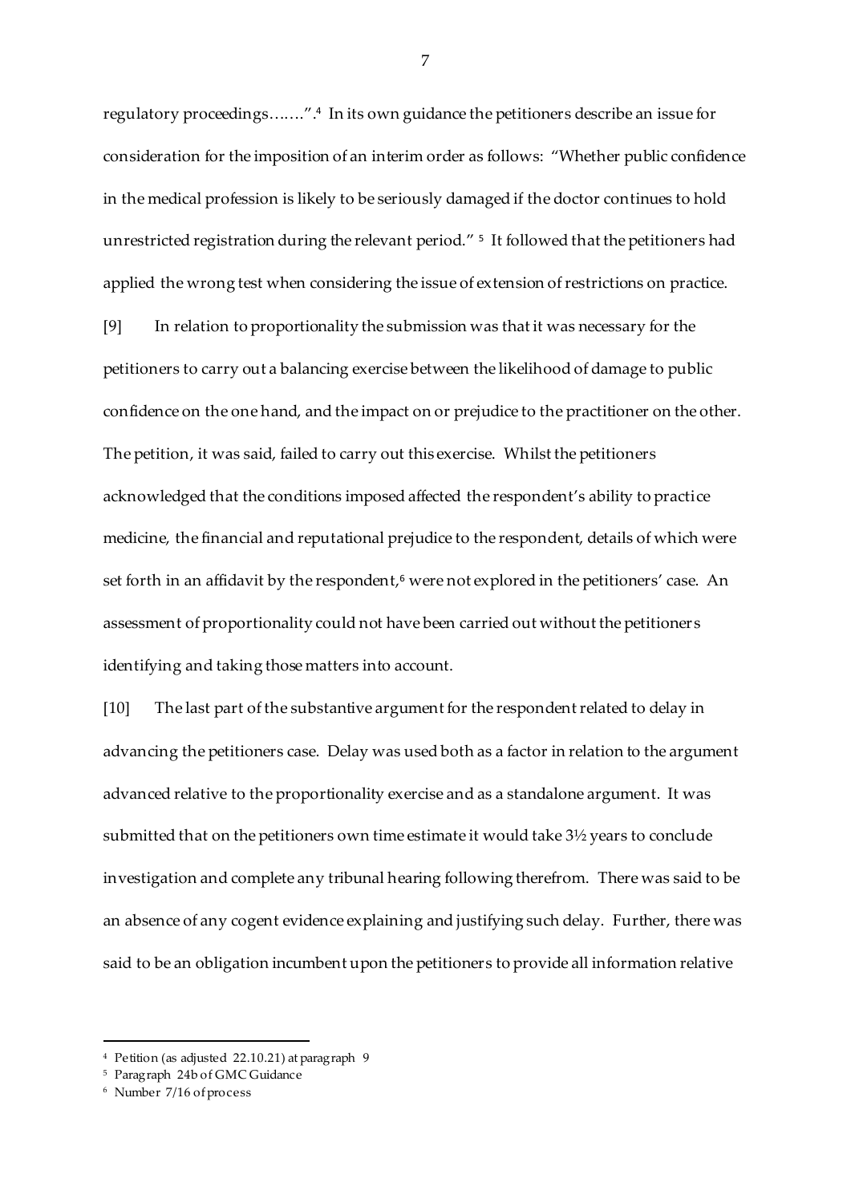regulatory proceedings…….”.[4] In its own guidance the petitioners describe an issue for consideration for the imposition of an interim order as follows: “Whether public confidence in the medical profession is likely to be seriously damaged if the doctor continues to hold unrestricted registration during the relevant period.” [5] It followed that the petitioners had applied the wrong test when considering the issue of extension of restrictions on practice.

[9] In relation to proportionality the submission was that it was necessary for the petitioners to carry out a balancing exercise between the likelihood of damage to public confidence on the one hand, and the impact on or prejudice to the practitioner on the other. The petition, it was said, failed to carry out this exercise. Whilst the petitioners acknowledged that the conditions imposed affected the respondent’s ability to practice medicine, the financial and reputational prejudice to the respondent, details of which were set forth in an affidavit by the respondent,[6] were not explored in the petitioners’ case. An assessment of proportionality could not have been carried out without the petitioners identifying and taking those matters into account.

[10] The last part of the substantive argument for the respondent related to delay in advancing the petitioners case. Delay was used both as a factor in relation to the argument advanced relative to the proportionality exercise and as a standalone argument. It was submitted that on the petitioners own time estimate it would take 3½ years to conclude investigation and complete any tribunal hearing following therefrom. There was said to be an absence of any cogent evidence explaining and justifying such delay. Further, there was said to be an obligation incumbent upon the petitioners to provide all information relative

---

[4] Petition (as adjusted 22.10.21) at paragraph 9

[5] Paragraph 24b of GMC Guidance

[6] Number 7/16 of process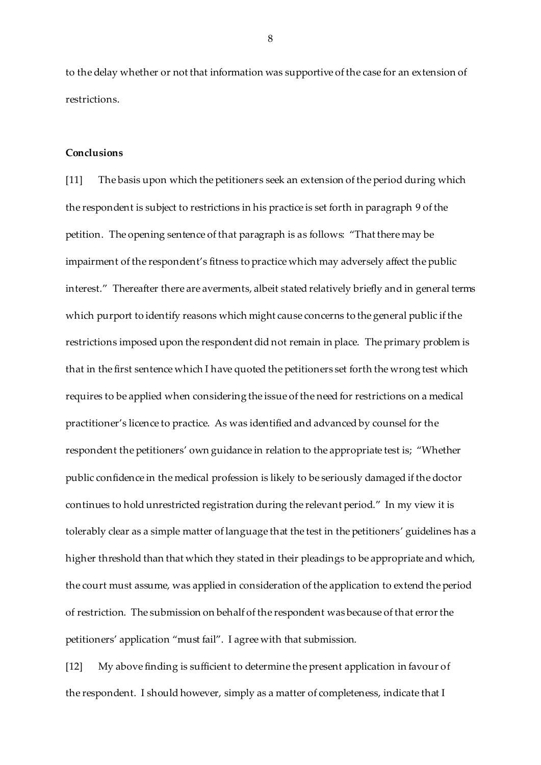to the delay whether or not that information was supportive of the case for an extension of restrictions.

**Conclusions**

[11] The basis upon which the petitioners seek an extension of the period during which the respondent is subject to restrictions in his practice is set forth in paragraph 9 of the petition. The opening sentence of that paragraph is as follows: "That there may be impairment of the respondent's fitness to practice which may adversely affect the public interest." Thereafter there are averments, albeit stated relatively briefly and in general terms which purport to identify reasons which might cause concerns to the general public if the restrictions imposed upon the respondent did not remain in place. The primary problem is that in the first sentence which I have quoted the petitioners set forth the wrong test which requires to be applied when considering the issue of the need for restrictions on a medical practitioner's licence to practice. As was identified and advanced by counsel for the respondent the petitioners' own guidance in relation to the appropriate test is; "Whether public confidence in the medical profession is likely to be seriously damaged if the doctor continues to hold unrestricted registration during the relevant period." In my view it is tolerably clear as a simple matter of language that the test in the petitioners' guidelines has a higher threshold than that which they stated in their pleadings to be appropriate and which, the court must assume, was applied in consideration of the application to extend the period of restriction. The submission on behalf of the respondent was because of that error the petitioners' application "must fail". I agree with that submission.

[12] My above finding is sufficient to determine the present application in favour of the respondent. I should however, simply as a matter of completeness, indicate that I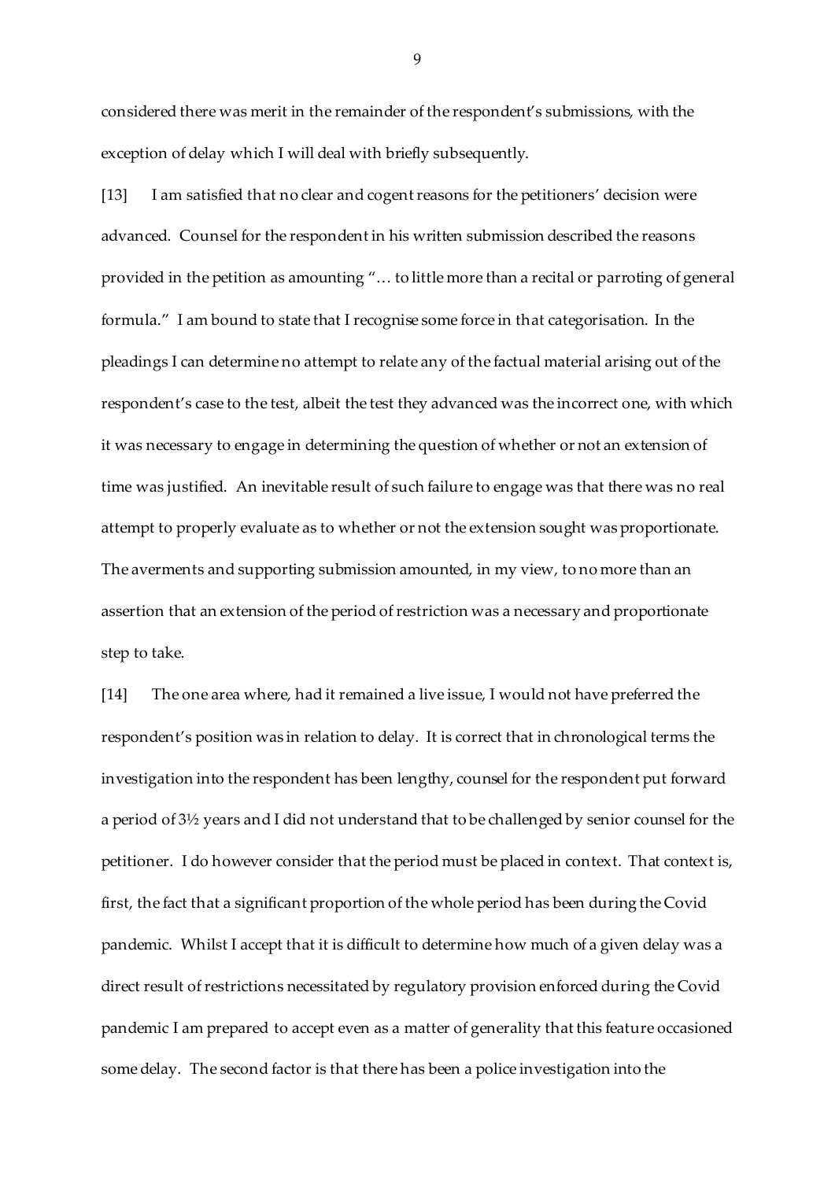considered there was merit in the remainder of the respondent's submissions, with the exception of delay which I will deal with briefly subsequently.

[13] I am satisfied that no clear and cogent reasons for the petitioners' decision were advanced. Counsel for the respondent in his written submission described the reasons provided in the petition as amounting "… to little more than a recital or parroting of general formula." I am bound to state that I recognise some force in that categorisation. In the pleadings I can determine no attempt to relate any of the factual material arising out of the respondent's case to the test, albeit the test they advanced was the incorrect one, with which it was necessary to engage in determining the question of whether or not an extension of time was justified. An inevitable result of such failure to engage was that there was no real attempt to properly evaluate as to whether or not the extension sought was proportionate. The averments and supporting submission amounted, in my view, to no more than an assertion that an extension of the period of restriction was a necessary and proportionate step to take.

[14] The one area where, had it remained a live issue, I would not have preferred the respondent's position was in relation to delay. It is correct that in chronological terms the investigation into the respondent has been lengthy, counsel for the respondent put forward a period of 3½ years and I did not understand that to be challenged by senior counsel for the petitioner. I do however consider that the period must be placed in context. That context is, first, the fact that a significant proportion of the whole period has been during the Covid pandemic. Whilst I accept that it is difficult to determine how much of a given delay was a direct result of restrictions necessitated by regulatory provision enforced during the Covid pandemic I am prepared to accept even as a matter of generality that this feature occasioned some delay. The second factor is that there has been a police investigation into the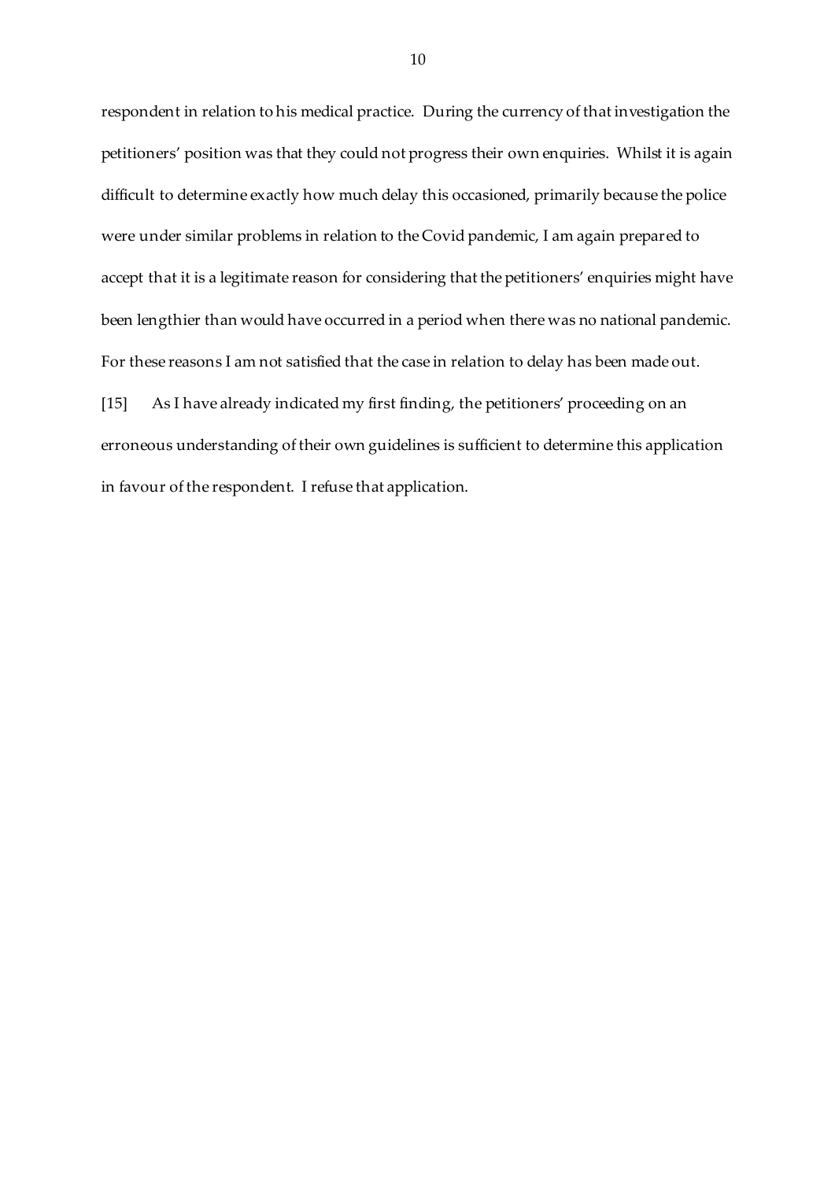respondent in relation to his medical practice. During the currency of that investigation the petitioners' position was that they could not progress their own enquiries. Whilst it is again difficult to determine exactly how much delay this occasioned, primarily because the police were under similar problems in relation to the Covid pandemic, I am again prepared to accept that it is a legitimate reason for considering that the petitioners' enquiries might have been lengthier than would have occurred in a period when there was no national pandemic. For these reasons I am not satisfied that the case in relation to delay has been made out.

[15] As I have already indicated my first finding, the petitioners' proceeding on an erroneous understanding of their own guidelines is sufficient to determine this application in favour of the respondent. I refuse that application.